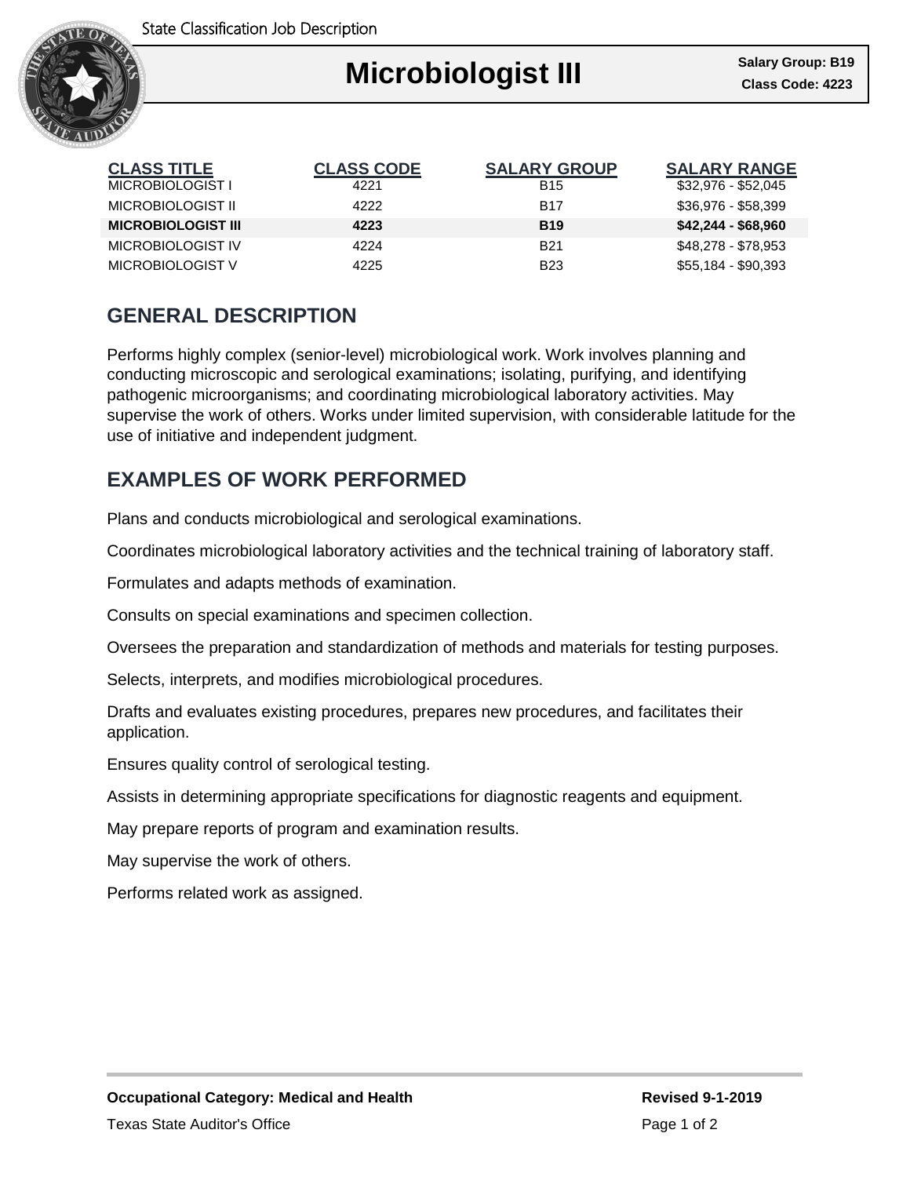State Classification Job Description

# Microbiologist III

**Salary Group: B19**
**Class Code: 4223**

| CLASS TITLE | CLASS CODE | SALARY GROUP | SALARY RANGE |
|---|---|---|---|
| MICROBIOLOGIST I | 4221 | B15 | $32,976 - $52,045 |
| MICROBIOLOGIST II | 4222 | B17 | $36,976 - $58,399 |
| **MICROBIOLOGIST III** | **4223** | **B19** | **$42,244 - $68,960** |
| MICROBIOLOGIST IV | 4224 | B21 | $48,278 - $78,953 |
| MICROBIOLOGIST V | 4225 | B23 | $55,184 - $90,393 |

## GENERAL DESCRIPTION

Performs highly complex (senior-level) microbiological work. Work involves planning and conducting microscopic and serological examinations; isolating, purifying, and identifying pathogenic microorganisms; and coordinating microbiological laboratory activities. May supervise the work of others. Works under limited supervision, with considerable latitude for the use of initiative and independent judgment.

## EXAMPLES OF WORK PERFORMED

Plans and conducts microbiological and serological examinations.

Coordinates microbiological laboratory activities and the technical training of laboratory staff.

Formulates and adapts methods of examination.

Consults on special examinations and specimen collection.

Oversees the preparation and standardization of methods and materials for testing purposes.

Selects, interprets, and modifies microbiological procedures.

Drafts and evaluates existing procedures, prepares new procedures, and facilitates their application.

Ensures quality control of serological testing.

Assists in determining appropriate specifications for diagnostic reagents and equipment.

May prepare reports of program and examination results.

May supervise the work of others.

Performs related work as assigned.

**Occupational Category: Medical and Health**

**Revised 9-1-2019**

Texas State Auditor's Office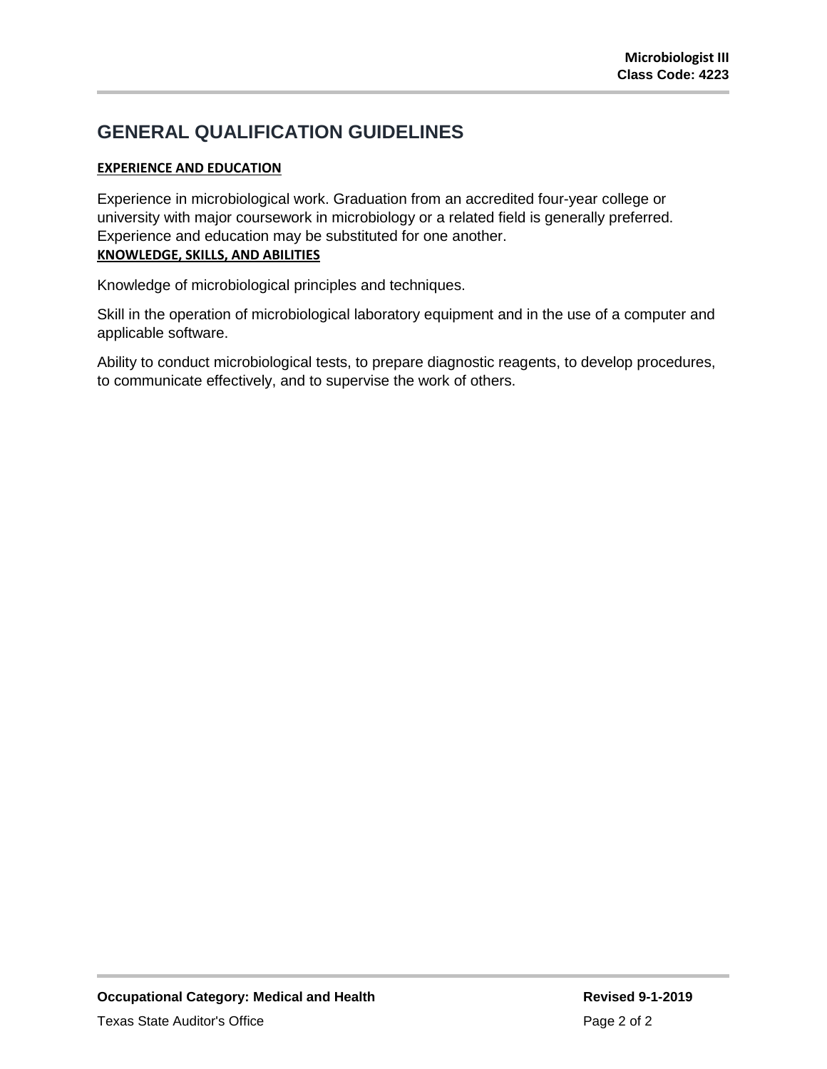## GENERAL QUALIFICATION GUIDELINES

### EXPERIENCE AND EDUCATION

Experience in microbiological work. Graduation from an accredited four-year college or university with major coursework in microbiology or a related field is generally preferred. Experience and education may be substituted for one another.

### KNOWLEDGE, SKILLS, AND ABILITIES

Knowledge of microbiological principles and techniques.

Skill in the operation of microbiological laboratory equipment and in the use of a computer and applicable software.

Ability to conduct microbiological tests, to prepare diagnostic reagents, to develop procedures, to communicate effectively, and to supervise the work of others.